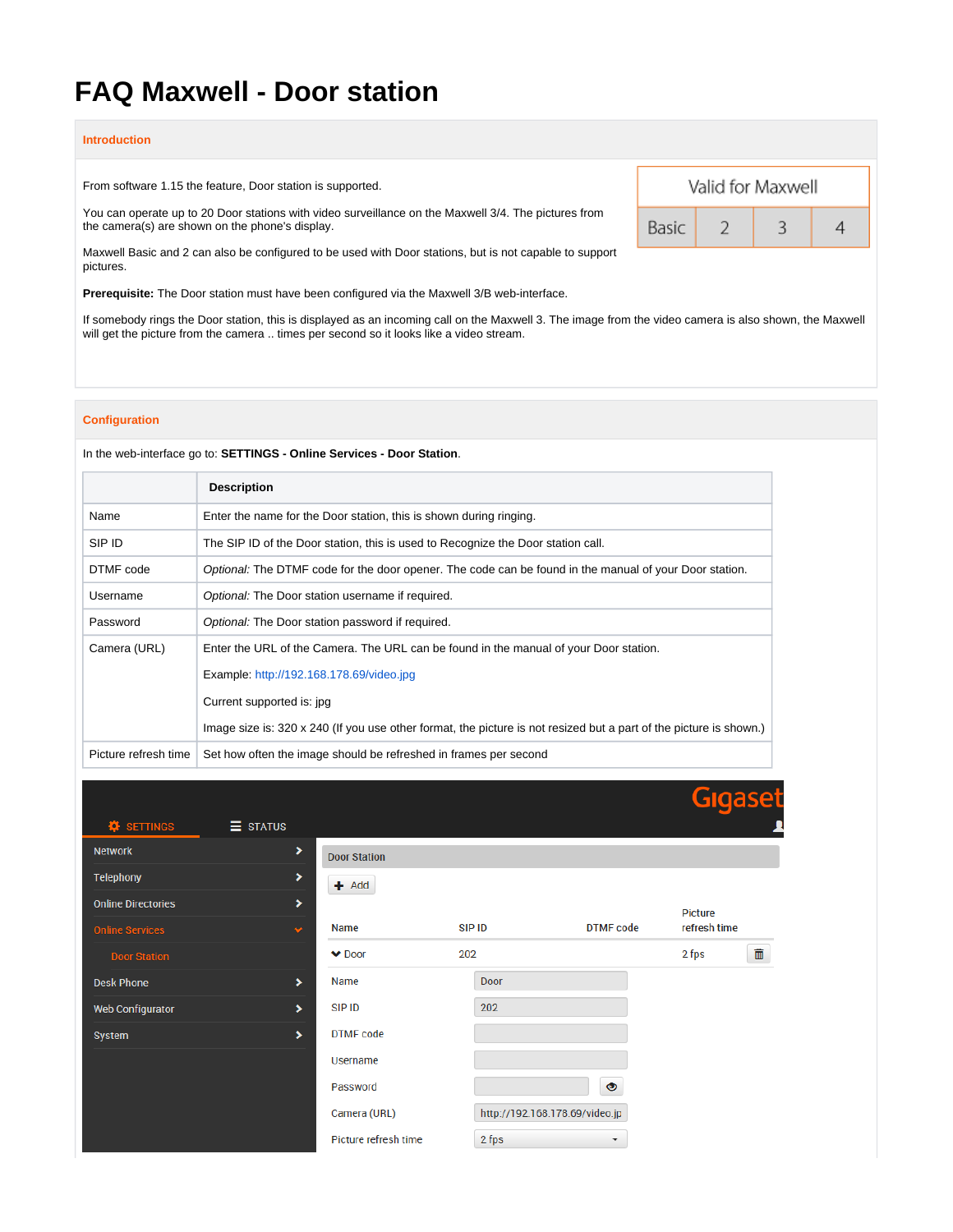# FAQ Maxwell - Door station

## Introduction

| Valid for Maxwell | | | |
|---|---|---|---|
| Basic | 2 | 3 | 4 |

From software 1.15 the feature, Door station is supported.

You can operate up to 20 Door stations with video surveillance on the Maxwell 3/4. The pictures from the camera(s) are shown on the phone's display.

Maxwell Basic and 2 can also be configured to be used with Door stations, but is not capable to support pictures.

**Prerequisite:** The Door station must have been configured via the Maxwell 3/B web-interface.

If somebody rings the Door station, this is displayed as an incoming call on the Maxwell 3. The image from the video camera is also shown, the Maxwell will get the picture from the camera .. times per second so it looks like a video stream.

## Configuration

In the web-interface go to: **SETTINGS - Online Services - Door Station**.

| | **Description** |
|---|---|
| Name | Enter the name for the Door station, this is shown during ringing. |
| SIP ID | The SIP ID of the Door station, this is used to Recognize the Door station call. |
| DTMF code | *Optional:* The DTMF code for the door opener. The code can be found in the manual of your Door station. |
| Username | *Optional:* The Door station username if required. |
| Password | *Optional:* The Door station password if required. |
| Camera (URL) | Enter the URL of the Camera. The URL can be found in the manual of your Door station.<br><br>Example: http://192.168.178.69/video.jpg<br><br>Current supported is: jpg<br><br>Image size is: 320 x 240 (If you use other format, the picture is not resized but a part of the picture is shown.) |
| Picture refresh time | Set how often the image should be refreshed in frames per second |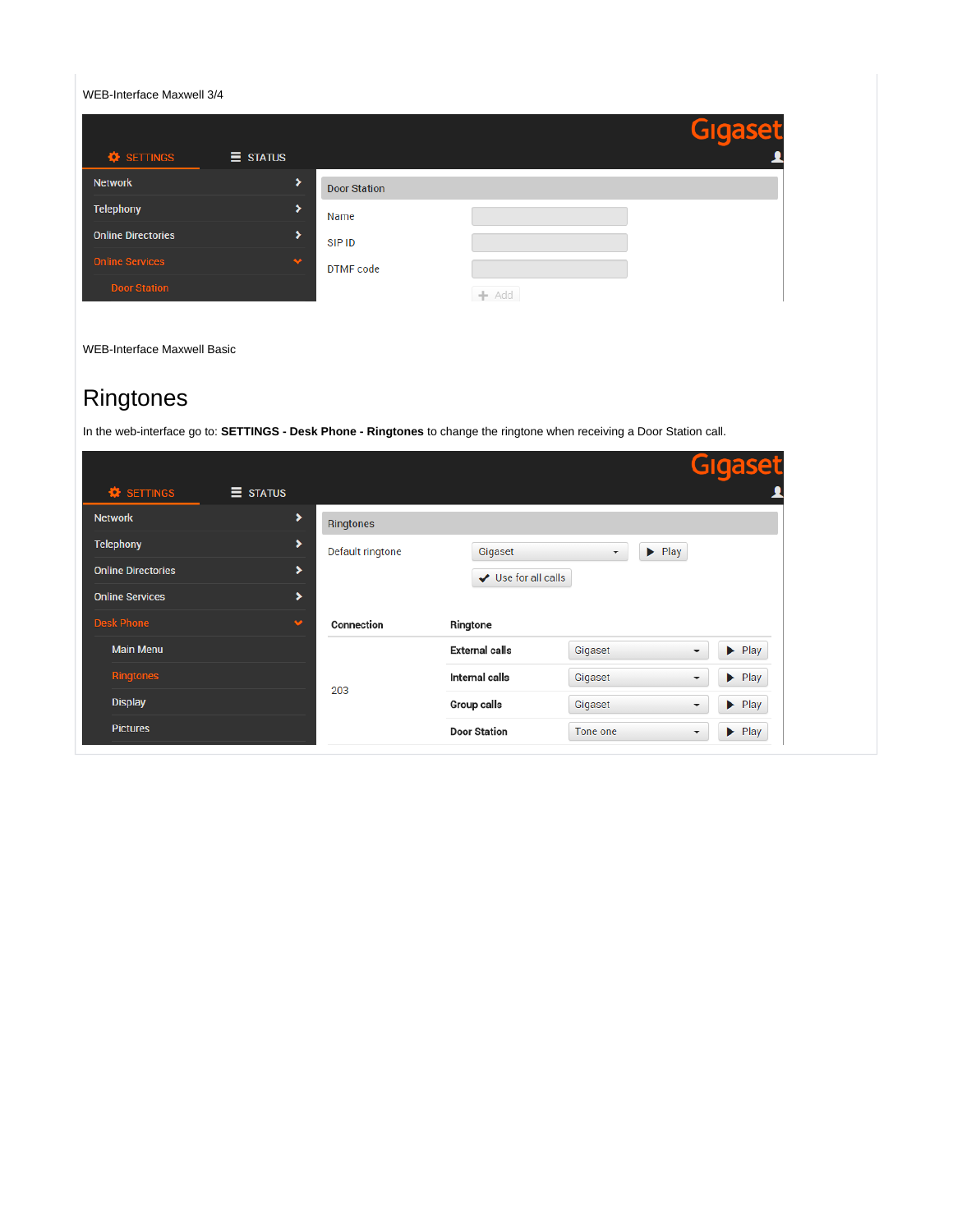WEB-Interface Maxwell 3/4

SETTINGS | STATUS

Gigaset

- Network
- Telephony
- Online Directories
- Online Services
  - Door Station

Door Station

Name

SIP ID

DTMF code

Add

WEB-Interface Maxwell Basic

# Ringtones

In the web-interface go to: **SETTINGS - Desk Phone - Ringtones** to change the ringtone when receiving a Door Station call.

SETTINGS | STATUS

Gigaset

- Network
- Telephony
- Online Directories
- Online Services
- Desk Phone
  - Main Menu
  - Ringtones
  - Display
  - Pictures

Ringtones

Default ringtone: Gigaset — Play

Use for all calls

| Connection | Ringtone | | |
|---|---|---|---|
| 203 | External calls | Gigaset | Play |
| | Internal calls | Gigaset | Play |
| | Group calls | Gigaset | Play |
| | Door Station | Tone one | Play |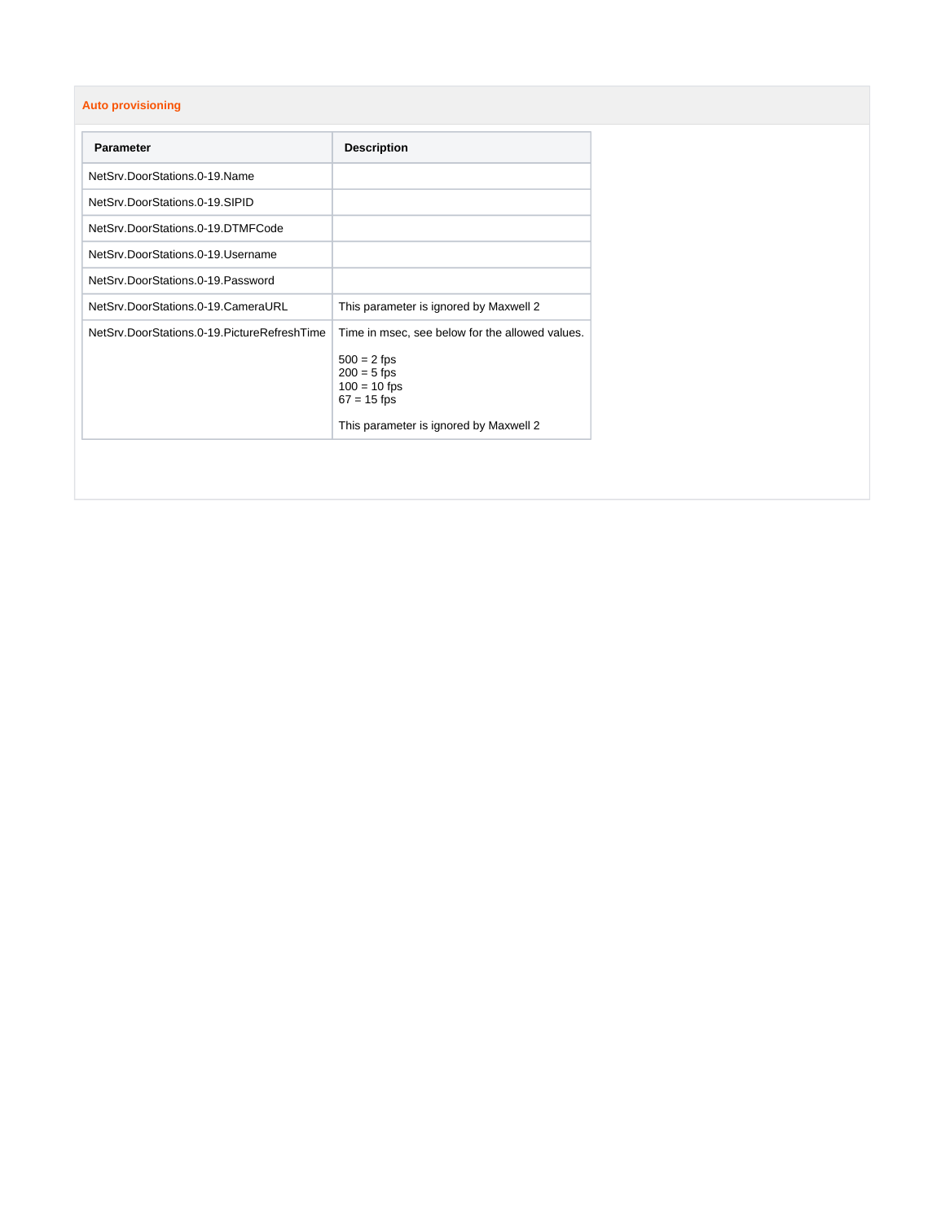### Auto provisioning

| Parameter | Description |
| --- | --- |
| NetSrv.DoorStations.0-19.Name | |
| NetSrv.DoorStations.0-19.SIPID | |
| NetSrv.DoorStations.0-19.DTMFCode | |
| NetSrv.DoorStations.0-19.Username | |
| NetSrv.DoorStations.0-19.Password | |
| NetSrv.DoorStations.0-19.CameraURL | This parameter is ignored by Maxwell 2 |
| NetSrv.DoorStations.0-19.PictureRefreshTime | Time in msec, see below for the allowed values.<br><br>500 = 2 fps<br>200 = 5 fps<br>100 = 10 fps<br>67 = 15 fps<br><br>This parameter is ignored by Maxwell 2 |